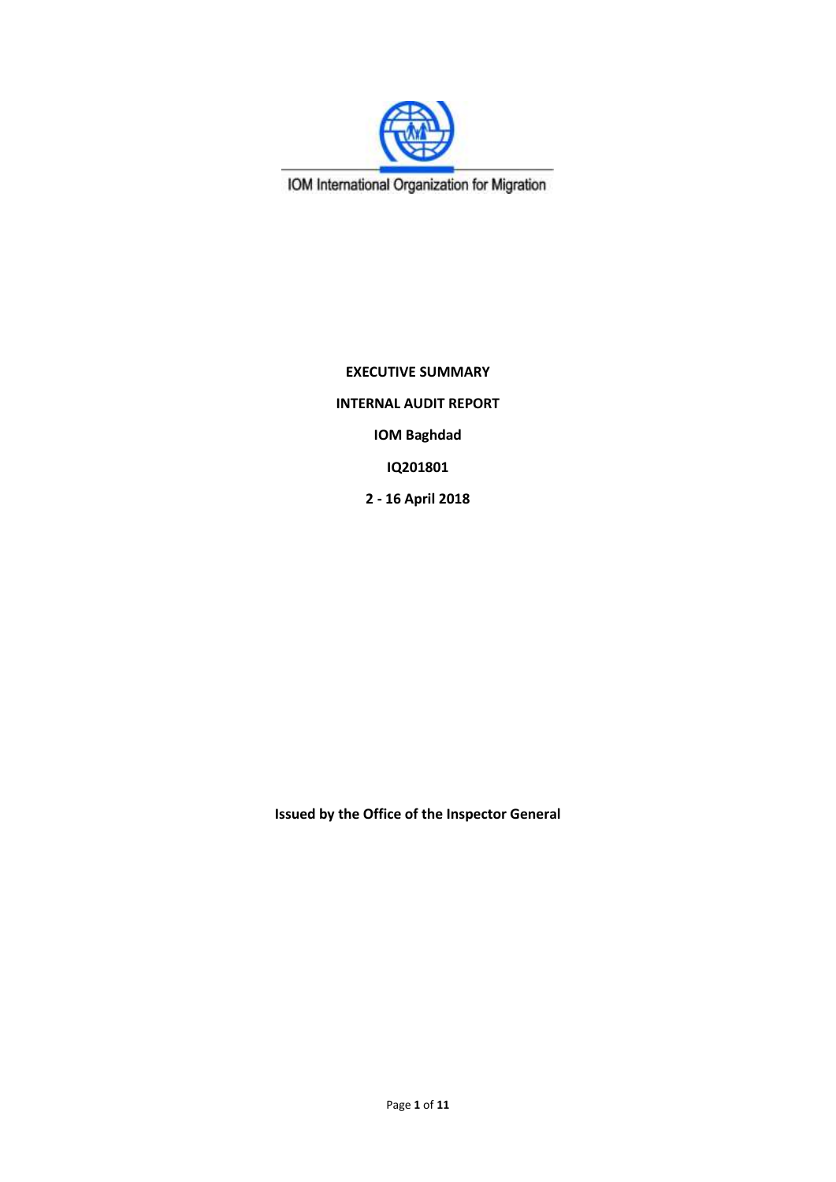IOM International Organization for Migration

**EXECUTIVE SUMMARY**

**INTERNAL AUDIT REPORT**

**IOM Baghdad**

**IQ201801**

**2 - 16 April 2018**

**Issued by the Office of the Inspector General**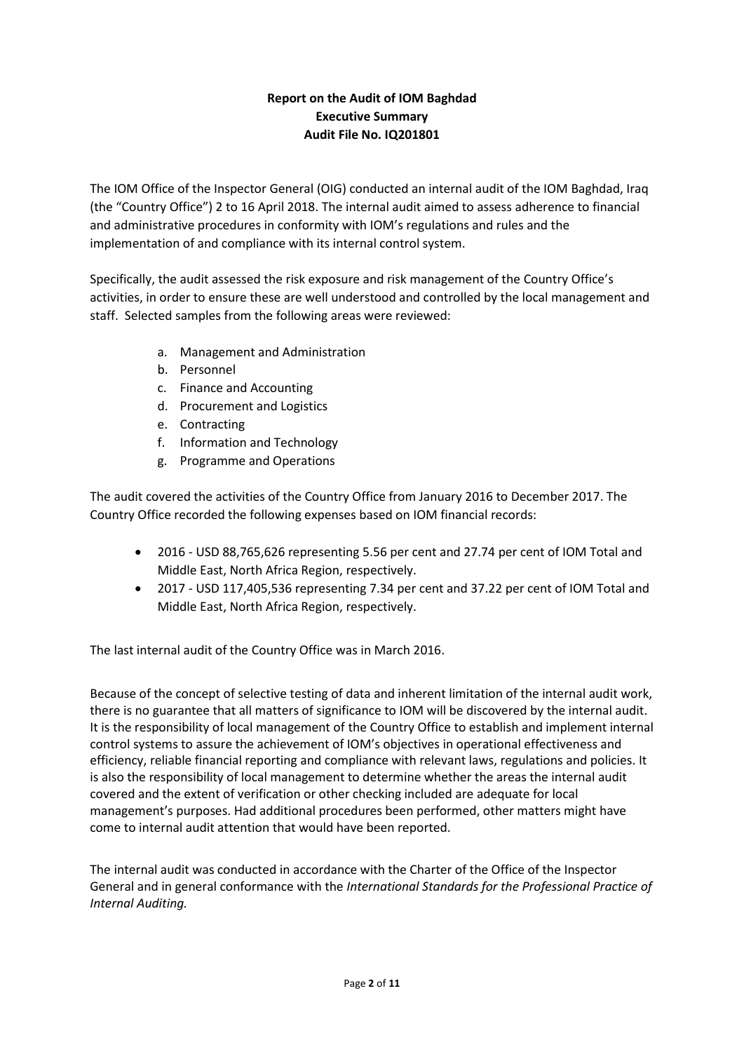**Report on the Audit of IOM Baghdad**
**Executive Summary**
**Audit File No. IQ201801**

The IOM Office of the Inspector General (OIG) conducted an internal audit of the IOM Baghdad, Iraq (the "Country Office") 2 to 16 April 2018. The internal audit aimed to assess adherence to financial and administrative procedures in conformity with IOM's regulations and rules and the implementation of and compliance with its internal control system.

Specifically, the audit assessed the risk exposure and risk management of the Country Office's activities, in order to ensure these are well understood and controlled by the local management and staff. Selected samples from the following areas were reviewed:

a. Management and Administration
b. Personnel
c. Finance and Accounting
d. Procurement and Logistics
e. Contracting
f. Information and Technology
g. Programme and Operations

The audit covered the activities of the Country Office from January 2016 to December 2017. The Country Office recorded the following expenses based on IOM financial records:

- 2016 - USD 88,765,626 representing 5.56 per cent and 27.74 per cent of IOM Total and Middle East, North Africa Region, respectively.
- 2017 - USD 117,405,536 representing 7.34 per cent and 37.22 per cent of IOM Total and Middle East, North Africa Region, respectively.

The last internal audit of the Country Office was in March 2016.

Because of the concept of selective testing of data and inherent limitation of the internal audit work, there is no guarantee that all matters of significance to IOM will be discovered by the internal audit. It is the responsibility of local management of the Country Office to establish and implement internal control systems to assure the achievement of IOM's objectives in operational effectiveness and efficiency, reliable financial reporting and compliance with relevant laws, regulations and policies. It is also the responsibility of local management to determine whether the areas the internal audit covered and the extent of verification or other checking included are adequate for local management's purposes. Had additional procedures been performed, other matters might have come to internal audit attention that would have been reported.

The internal audit was conducted in accordance with the Charter of the Office of the Inspector General and in general conformance with the *International Standards for the Professional Practice of Internal Auditing.*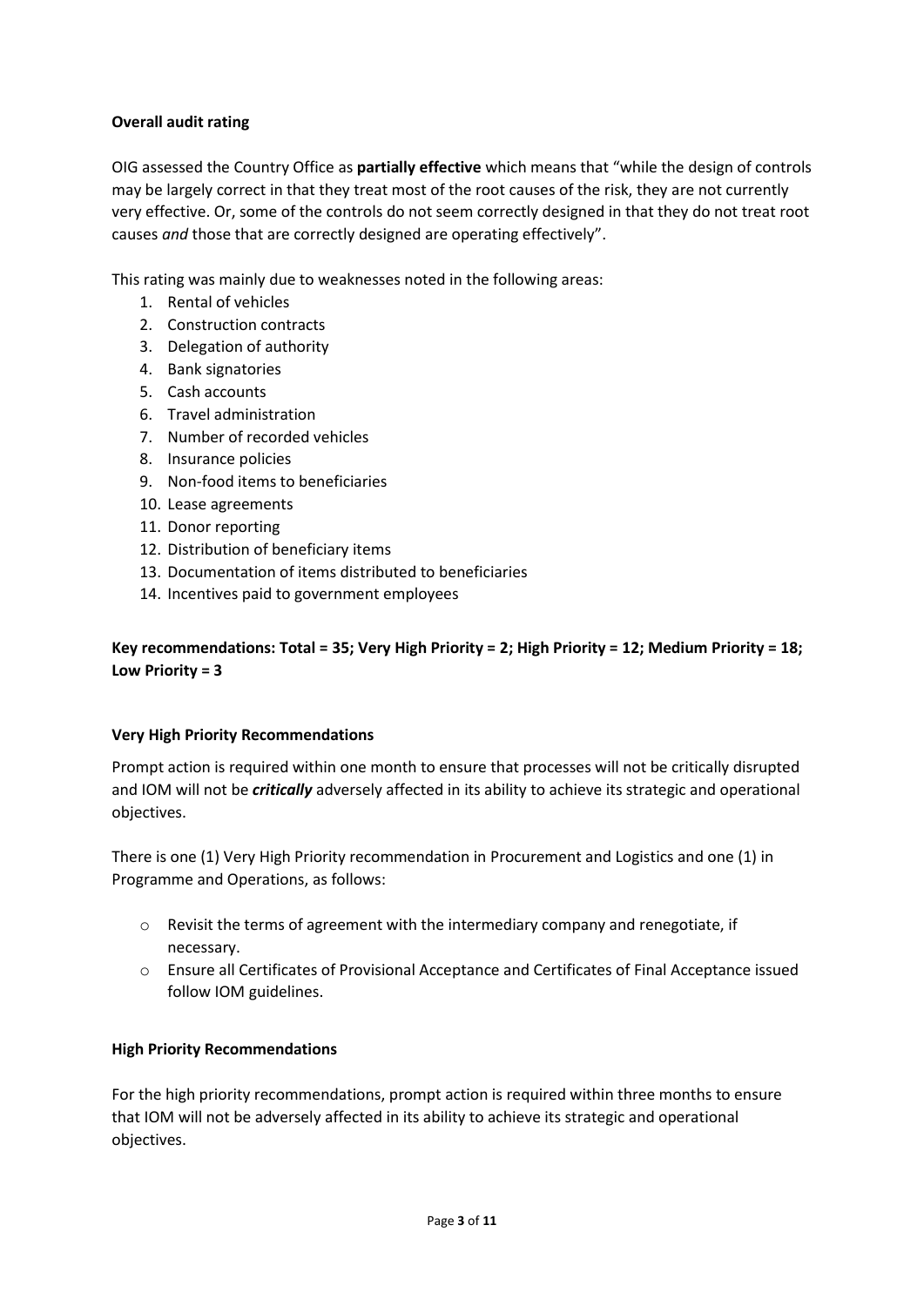**Overall audit rating**

OIG assessed the Country Office as **partially effective** which means that “while the design of controls may be largely correct in that they treat most of the root causes of the risk, they are not currently very effective. Or, some of the controls do not seem correctly designed in that they do not treat root causes *and* those that are correctly designed are operating effectively”.

This rating was mainly due to weaknesses noted in the following areas:

1. Rental of vehicles
2. Construction contracts
3. Delegation of authority
4. Bank signatories
5. Cash accounts
6. Travel administration
7. Number of recorded vehicles
8. Insurance policies
9. Non-food items to beneficiaries
10. Lease agreements
11. Donor reporting
12. Distribution of beneficiary items
13. Documentation of items distributed to beneficiaries
14. Incentives paid to government employees

**Key recommendations: Total = 35; Very High Priority = 2; High Priority = 12; Medium Priority = 18; Low Priority = 3**

**Very High Priority Recommendations**

Prompt action is required within one month to ensure that processes will not be critically disrupted and IOM will not be ***critically*** adversely affected in its ability to achieve its strategic and operational objectives.

There is one (1) Very High Priority recommendation in Procurement and Logistics and one (1) in Programme and Operations, as follows:

- Revisit the terms of agreement with the intermediary company and renegotiate, if necessary.
- Ensure all Certificates of Provisional Acceptance and Certificates of Final Acceptance issued follow IOM guidelines.

**High Priority Recommendations**

For the high priority recommendations, prompt action is required within three months to ensure that IOM will not be adversely affected in its ability to achieve its strategic and operational objectives.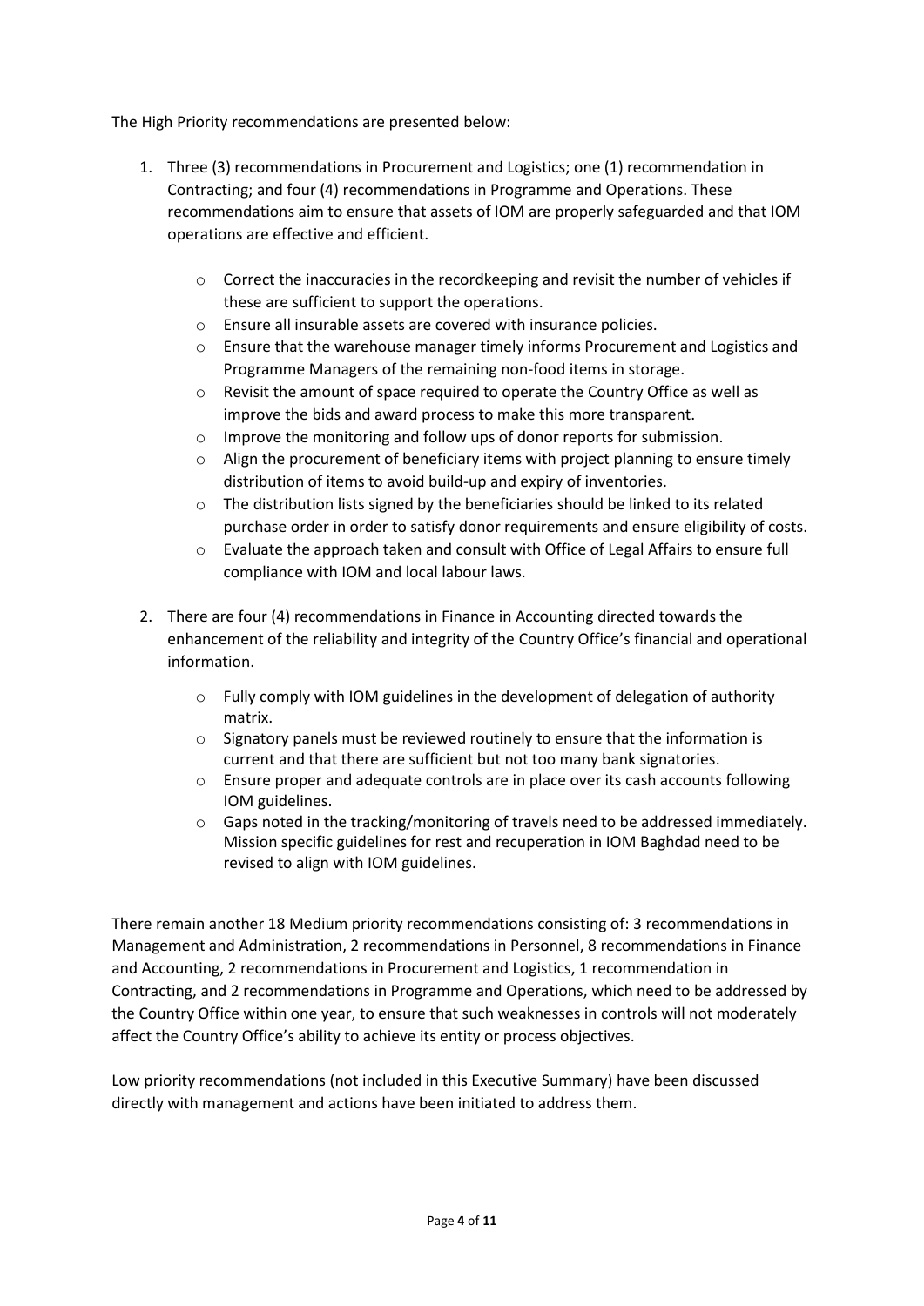The High Priority recommendations are presented below:

1. Three (3) recommendations in Procurement and Logistics; one (1) recommendation in Contracting; and four (4) recommendations in Programme and Operations. These recommendations aim to ensure that assets of IOM are properly safeguarded and that IOM operations are effective and efficient.

    - Correct the inaccuracies in the recordkeeping and revisit the number of vehicles if these are sufficient to support the operations.
    - Ensure all insurable assets are covered with insurance policies.
    - Ensure that the warehouse manager timely informs Procurement and Logistics and Programme Managers of the remaining non-food items in storage.
    - Revisit the amount of space required to operate the Country Office as well as improve the bids and award process to make this more transparent.
    - Improve the monitoring and follow ups of donor reports for submission.
    - Align the procurement of beneficiary items with project planning to ensure timely distribution of items to avoid build-up and expiry of inventories.
    - The distribution lists signed by the beneficiaries should be linked to its related purchase order in order to satisfy donor requirements and ensure eligibility of costs.
    - Evaluate the approach taken and consult with Office of Legal Affairs to ensure full compliance with IOM and local labour laws.

2. There are four (4) recommendations in Finance in Accounting directed towards the enhancement of the reliability and integrity of the Country Office's financial and operational information.

    - Fully comply with IOM guidelines in the development of delegation of authority matrix.
    - Signatory panels must be reviewed routinely to ensure that the information is current and that there are sufficient but not too many bank signatories.
    - Ensure proper and adequate controls are in place over its cash accounts following IOM guidelines.
    - Gaps noted in the tracking/monitoring of travels need to be addressed immediately. Mission specific guidelines for rest and recuperation in IOM Baghdad need to be revised to align with IOM guidelines.

There remain another 18 Medium priority recommendations consisting of: 3 recommendations in Management and Administration, 2 recommendations in Personnel, 8 recommendations in Finance and Accounting, 2 recommendations in Procurement and Logistics, 1 recommendation in Contracting, and 2 recommendations in Programme and Operations, which need to be addressed by the Country Office within one year, to ensure that such weaknesses in controls will not moderately affect the Country Office's ability to achieve its entity or process objectives.

Low priority recommendations (not included in this Executive Summary) have been discussed directly with management and actions have been initiated to address them.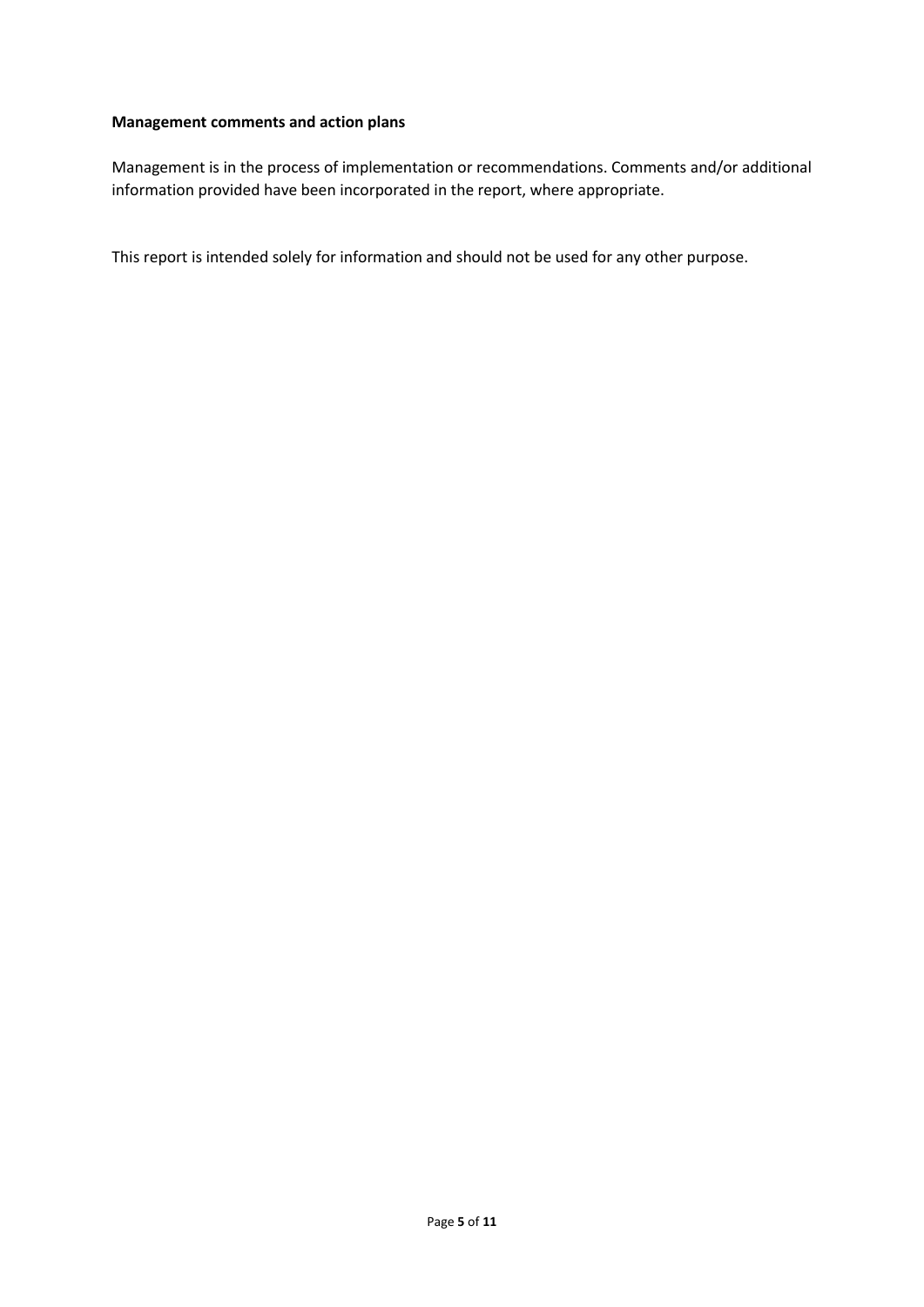**Management comments and action plans**

Management is in the process of implementation or recommendations. Comments and/or additional information provided have been incorporated in the report, where appropriate.

This report is intended solely for information and should not be used for any other purpose.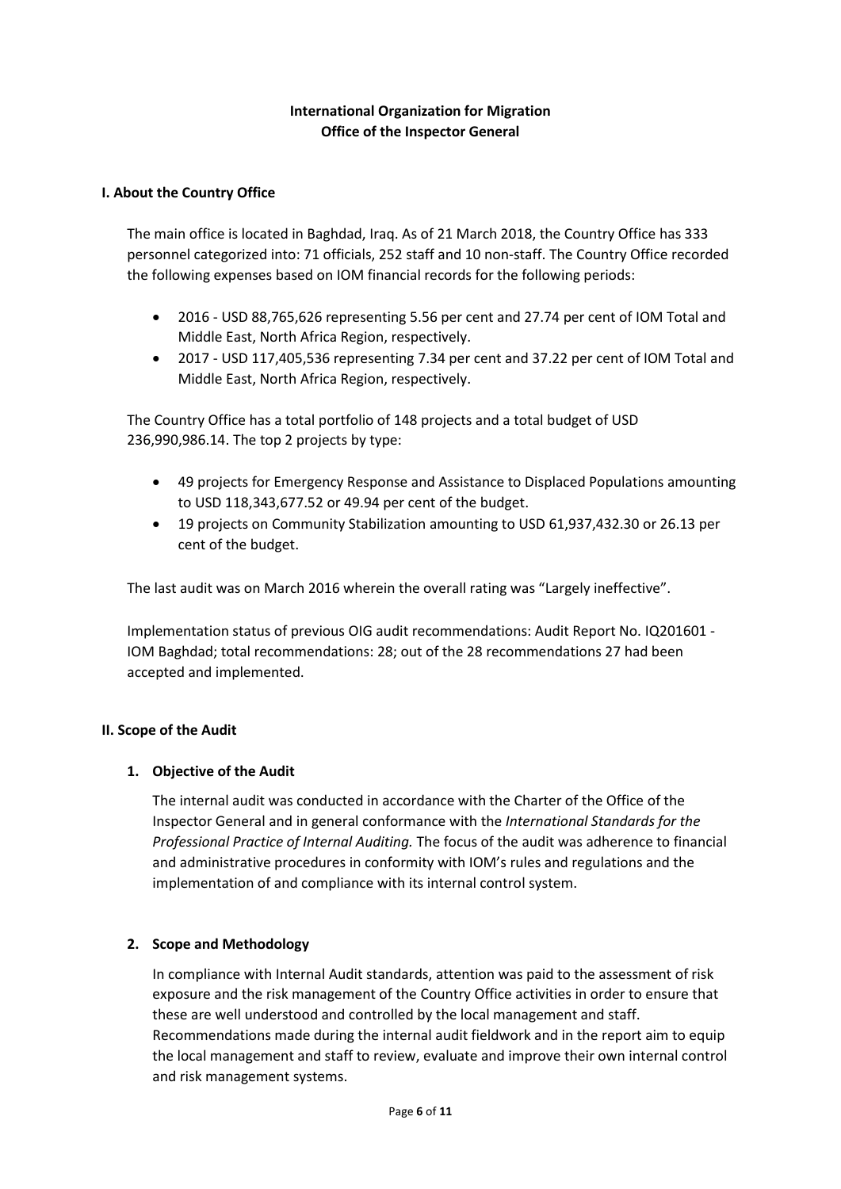**International Organization for Migration**
**Office of the Inspector General**

## I. About the Country Office

The main office is located in Baghdad, Iraq. As of 21 March 2018, the Country Office has 333 personnel categorized into: 71 officials, 252 staff and 10 non-staff. The Country Office recorded the following expenses based on IOM financial records for the following periods:

- 2016 - USD 88,765,626 representing 5.56 per cent and 27.74 per cent of IOM Total and Middle East, North Africa Region, respectively.
- 2017 - USD 117,405,536 representing 7.34 per cent and 37.22 per cent of IOM Total and Middle East, North Africa Region, respectively.

The Country Office has a total portfolio of 148 projects and a total budget of USD 236,990,986.14. The top 2 projects by type:

- 49 projects for Emergency Response and Assistance to Displaced Populations amounting to USD 118,343,677.52 or 49.94 per cent of the budget.
- 19 projects on Community Stabilization amounting to USD 61,937,432.30 or 26.13 per cent of the budget.

The last audit was on March 2016 wherein the overall rating was "Largely ineffective".

Implementation status of previous OIG audit recommendations: Audit Report No. IQ201601 - IOM Baghdad; total recommendations: 28; out of the 28 recommendations 27 had been accepted and implemented.

## II. Scope of the Audit

### 1. Objective of the Audit

The internal audit was conducted in accordance with the Charter of the Office of the Inspector General and in general conformance with the *International Standards for the Professional Practice of Internal Auditing.* The focus of the audit was adherence to financial and administrative procedures in conformity with IOM's rules and regulations and the implementation of and compliance with its internal control system.

### 2. Scope and Methodology

In compliance with Internal Audit standards, attention was paid to the assessment of risk exposure and the risk management of the Country Office activities in order to ensure that these are well understood and controlled by the local management and staff. Recommendations made during the internal audit fieldwork and in the report aim to equip the local management and staff to review, evaluate and improve their own internal control and risk management systems.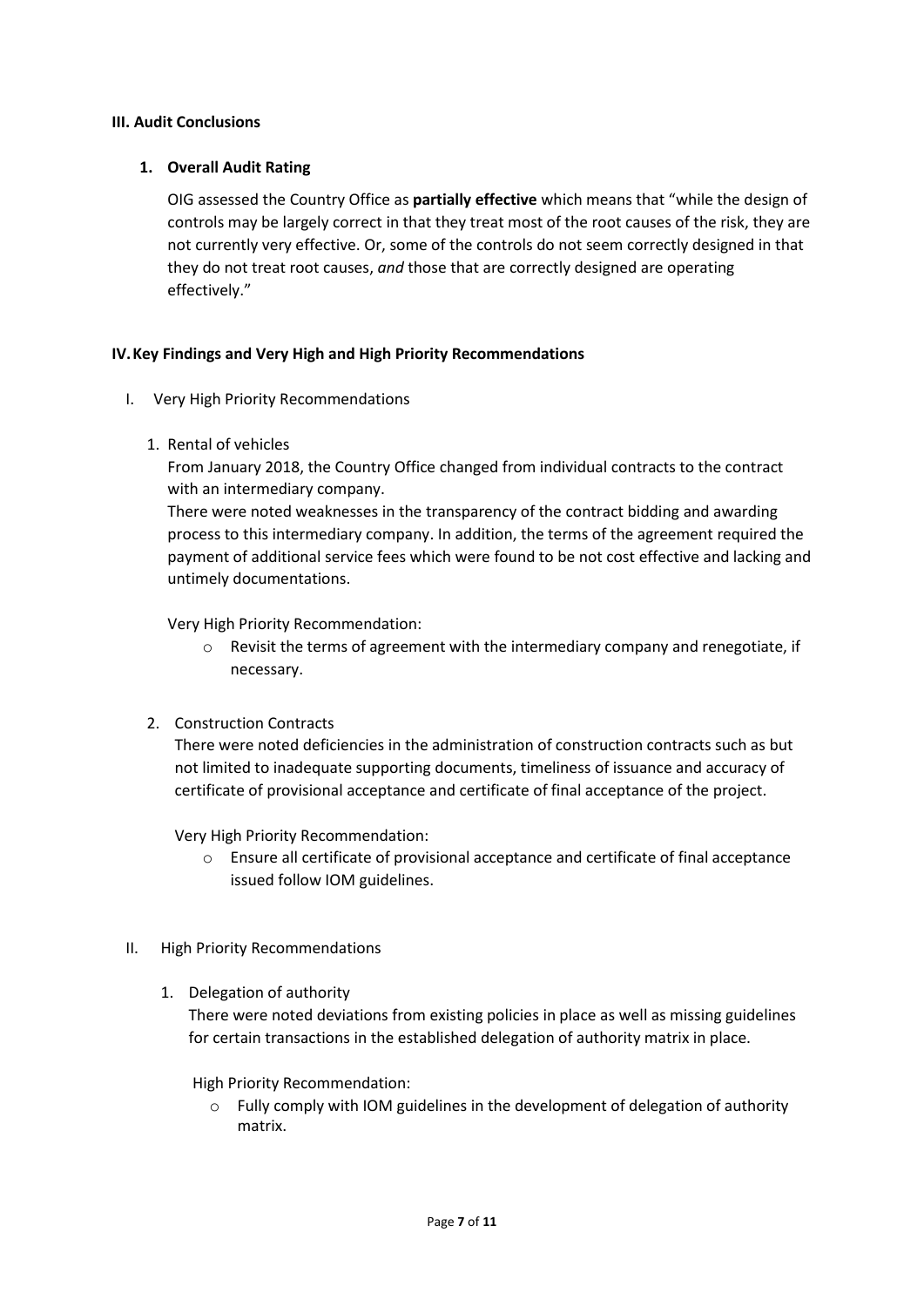## III. Audit Conclusions

### 1. Overall Audit Rating

OIG assessed the Country Office as **partially effective** which means that "while the design of controls may be largely correct in that they treat most of the root causes of the risk, they are not currently very effective. Or, some of the controls do not seem correctly designed in that they do not treat root causes, *and* those that are correctly designed are operating effectively."

## IV. Key Findings and Very High and High Priority Recommendations

### I. Very High Priority Recommendations

1. Rental of vehicles

   From January 2018, the Country Office changed from individual contracts to the contract with an intermediary company.

   There were noted weaknesses in the transparency of the contract bidding and awarding process to this intermediary company. In addition, the terms of the agreement required the payment of additional service fees which were found to be not cost effective and lacking and untimely documentations.

   Very High Priority Recommendation:

   - Revisit the terms of agreement with the intermediary company and renegotiate, if necessary.

2. Construction Contracts

   There were noted deficiencies in the administration of construction contracts such as but not limited to inadequate supporting documents, timeliness of issuance and accuracy of certificate of provisional acceptance and certificate of final acceptance of the project.

   Very High Priority Recommendation:

   - Ensure all certificate of provisional acceptance and certificate of final acceptance issued follow IOM guidelines.

### II. High Priority Recommendations

1. Delegation of authority

   There were noted deviations from existing policies in place as well as missing guidelines for certain transactions in the established delegation of authority matrix in place.

   High Priority Recommendation:

   - Fully comply with IOM guidelines in the development of delegation of authority matrix.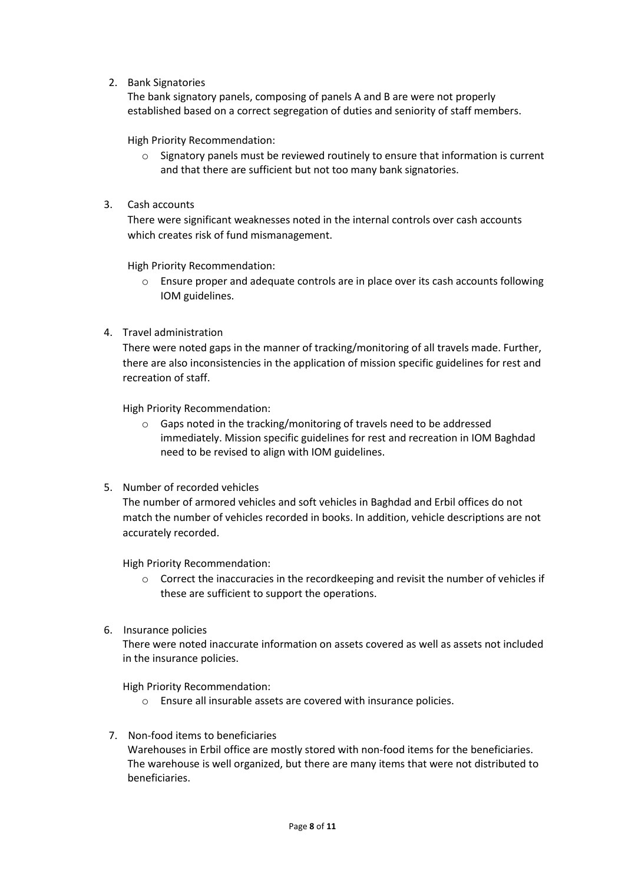2. Bank Signatories

   The bank signatory panels, composing of panels A and B are were not properly established based on a correct segregation of duties and seniority of staff members.

   High Priority Recommendation:

   - Signatory panels must be reviewed routinely to ensure that information is current and that there are sufficient but not too many bank signatories.

3. Cash accounts

   There were significant weaknesses noted in the internal controls over cash accounts which creates risk of fund mismanagement.

   High Priority Recommendation:

   - Ensure proper and adequate controls are in place over its cash accounts following IOM guidelines.

4. Travel administration

   There were noted gaps in the manner of tracking/monitoring of all travels made. Further, there are also inconsistencies in the application of mission specific guidelines for rest and recreation of staff.

   High Priority Recommendation:

   - Gaps noted in the tracking/monitoring of travels need to be addressed immediately. Mission specific guidelines for rest and recreation in IOM Baghdad need to be revised to align with IOM guidelines.

5. Number of recorded vehicles

   The number of armored vehicles and soft vehicles in Baghdad and Erbil offices do not match the number of vehicles recorded in books. In addition, vehicle descriptions are not accurately recorded.

   High Priority Recommendation:

   - Correct the inaccuracies in the recordkeeping and revisit the number of vehicles if these are sufficient to support the operations.

6. Insurance policies

   There were noted inaccurate information on assets covered as well as assets not included in the insurance policies.

   High Priority Recommendation:

   - Ensure all insurable assets are covered with insurance policies.

7. Non-food items to beneficiaries

   Warehouses in Erbil office are mostly stored with non-food items for the beneficiaries. The warehouse is well organized, but there are many items that were not distributed to beneficiaries.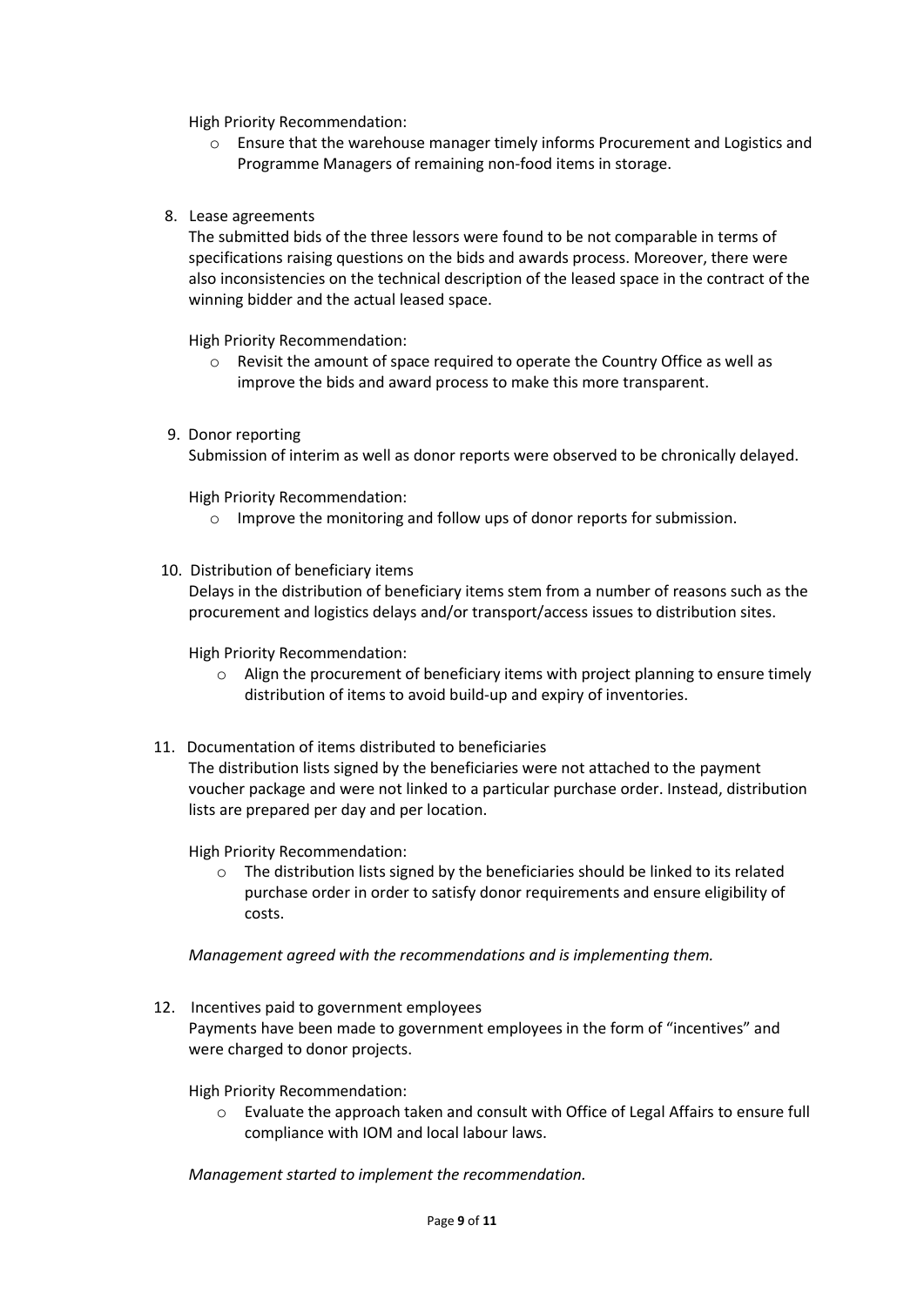High Priority Recommendation:

- Ensure that the warehouse manager timely informs Procurement and Logistics and Programme Managers of remaining non-food items in storage.

8. Lease agreements

   The submitted bids of the three lessors were found to be not comparable in terms of specifications raising questions on the bids and awards process. Moreover, there were also inconsistencies on the technical description of the leased space in the contract of the winning bidder and the actual leased space.

   High Priority Recommendation:

   - Revisit the amount of space required to operate the Country Office as well as improve the bids and award process to make this more transparent.

9. Donor reporting

   Submission of interim as well as donor reports were observed to be chronically delayed.

   High Priority Recommendation:

   - Improve the monitoring and follow ups of donor reports for submission.

10. Distribution of beneficiary items

    Delays in the distribution of beneficiary items stem from a number of reasons such as the procurement and logistics delays and/or transport/access issues to distribution sites.

    High Priority Recommendation:

    - Align the procurement of beneficiary items with project planning to ensure timely distribution of items to avoid build-up and expiry of inventories.

11. Documentation of items distributed to beneficiaries

    The distribution lists signed by the beneficiaries were not attached to the payment voucher package and were not linked to a particular purchase order. Instead, distribution lists are prepared per day and per location.

    High Priority Recommendation:

    - The distribution lists signed by the beneficiaries should be linked to its related purchase order in order to satisfy donor requirements and ensure eligibility of costs.

*Management agreed with the recommendations and is implementing them.*

12. Incentives paid to government employees

    Payments have been made to government employees in the form of "incentives" and were charged to donor projects.

    High Priority Recommendation:

    - Evaluate the approach taken and consult with Office of Legal Affairs to ensure full compliance with IOM and local labour laws.

*Management started to implement the recommendation.*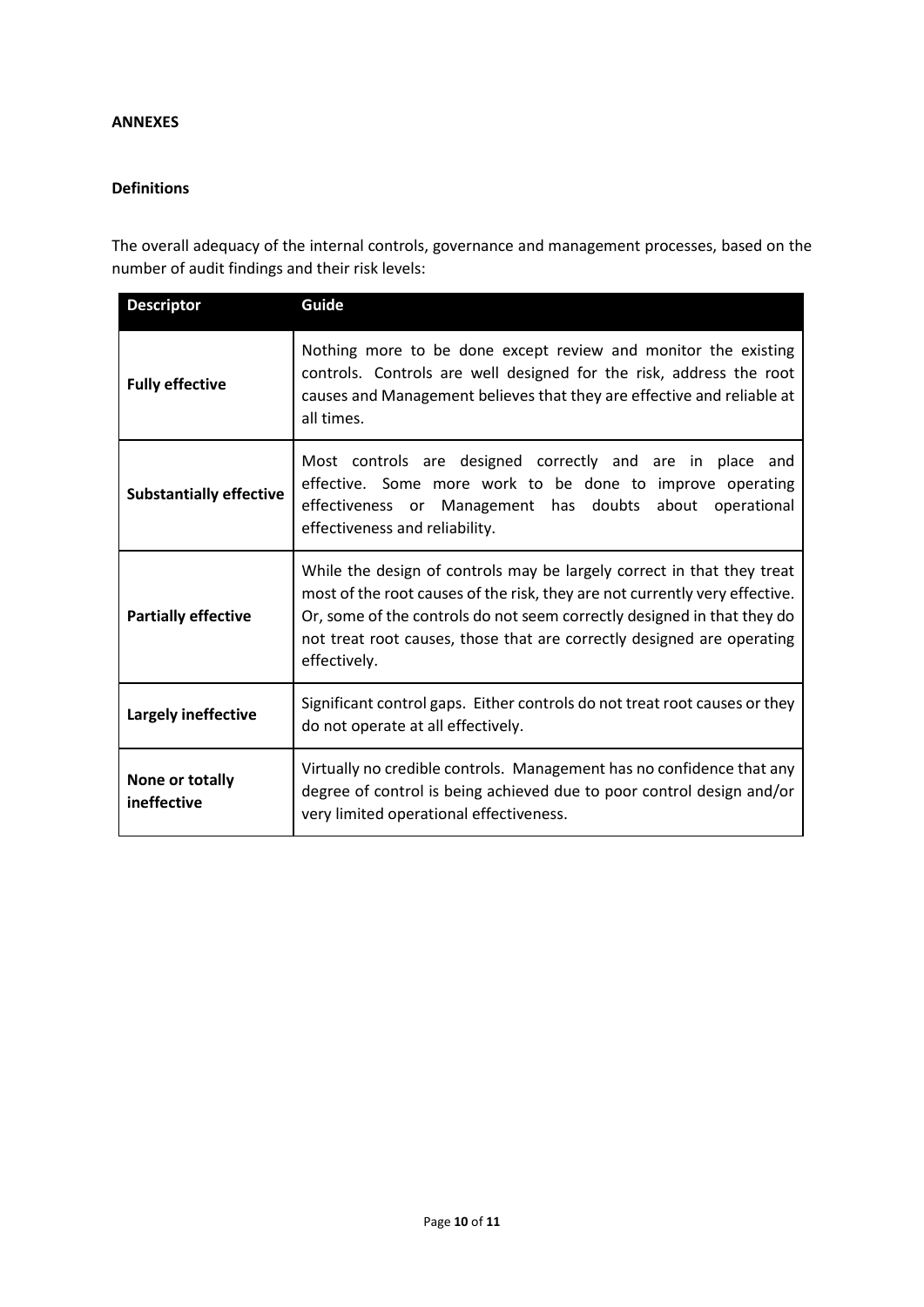## ANNEXES

### Definitions

The overall adequacy of the internal controls, governance and management processes, based on the number of audit findings and their risk levels:

| Descriptor | Guide |
|---|---|
| **Fully effective** | Nothing more to be done except review and monitor the existing controls. Controls are well designed for the risk, address the root causes and Management believes that they are effective and reliable at all times. |
| **Substantially effective** | Most controls are designed correctly and are in place and effective. Some more work to be done to improve operating effectiveness or Management has doubts about operational effectiveness and reliability. |
| **Partially effective** | While the design of controls may be largely correct in that they treat most of the root causes of the risk, they are not currently very effective. Or, some of the controls do not seem correctly designed in that they do not treat root causes, those that are correctly designed are operating effectively. |
| **Largely ineffective** | Significant control gaps. Either controls do not treat root causes or they do not operate at all effectively. |
| **None or totally ineffective** | Virtually no credible controls. Management has no confidence that any degree of control is being achieved due to poor control design and/or very limited operational effectiveness. |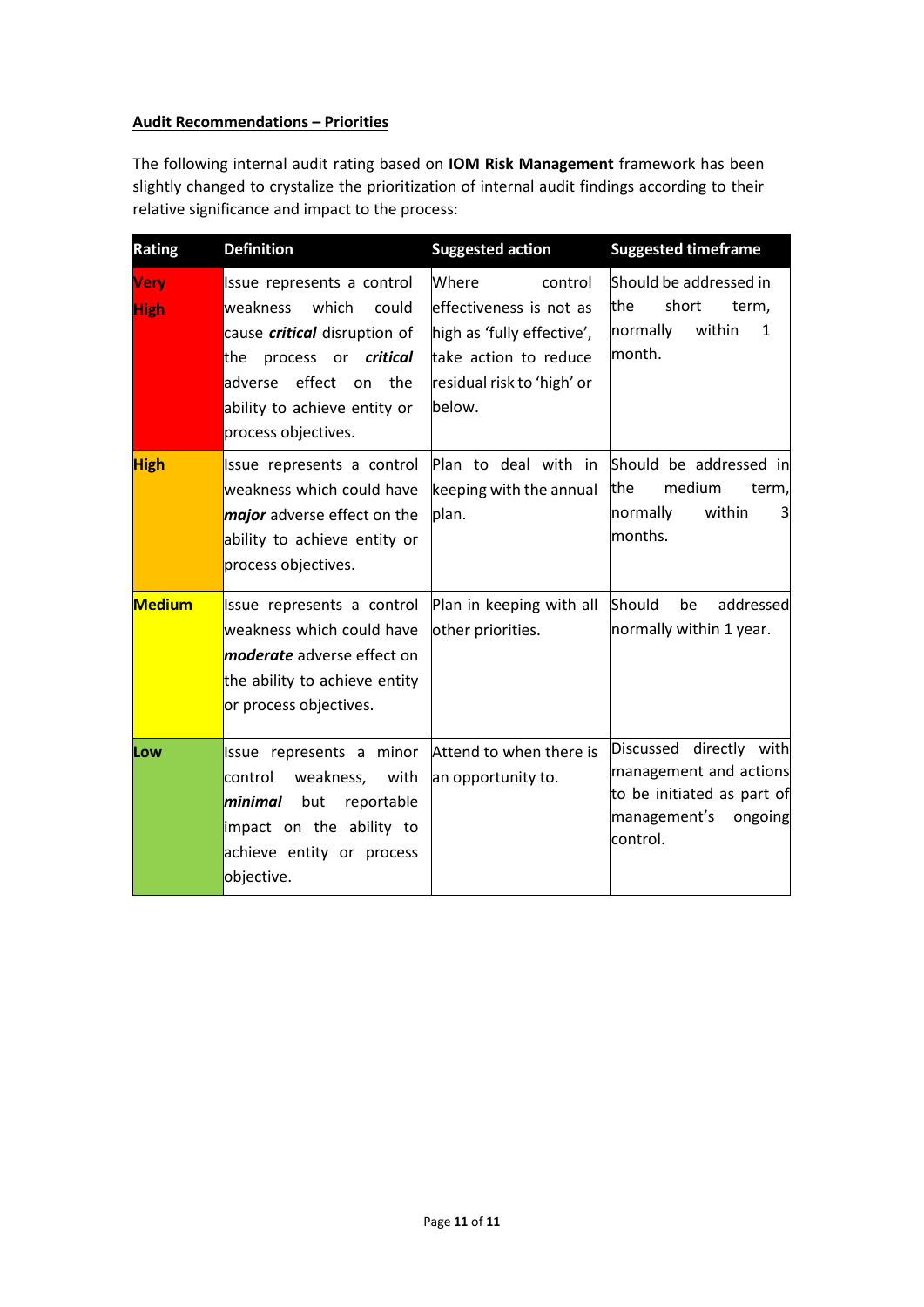**Audit Recommendations – Priorities**

The following internal audit rating based on **IOM Risk Management** framework has been slightly changed to crystalize the prioritization of internal audit findings according to their relative significance and impact to the process:

| Rating | Definition | Suggested action | Suggested timeframe |
| --- | --- | --- | --- |
| **Very High** | Issue represents a control weakness which could cause ***critical*** disruption of the process or ***critical*** adverse effect on the ability to achieve entity or process objectives. | Where control effectiveness is not as high as 'fully effective', take action to reduce residual risk to 'high' or below. | Should be addressed in the short term, normally within 1 month. |
| **High** | Issue represents a control weakness which could have ***major*** adverse effect on the ability to achieve entity or process objectives. | Plan to deal with in keeping with the annual plan. | Should be addressed in the medium term, normally within 3 months. |
| **Medium** | Issue represents a control weakness which could have ***moderate*** adverse effect on the ability to achieve entity or process objectives. | Plan in keeping with all other priorities. | Should be addressed normally within 1 year. |
| **Low** | Issue represents a minor control weakness, with ***minimal*** but reportable impact on the ability to achieve entity or process objective. | Attend to when there is an opportunity to. | Discussed directly with management and actions to be initiated as part of management's ongoing control. |